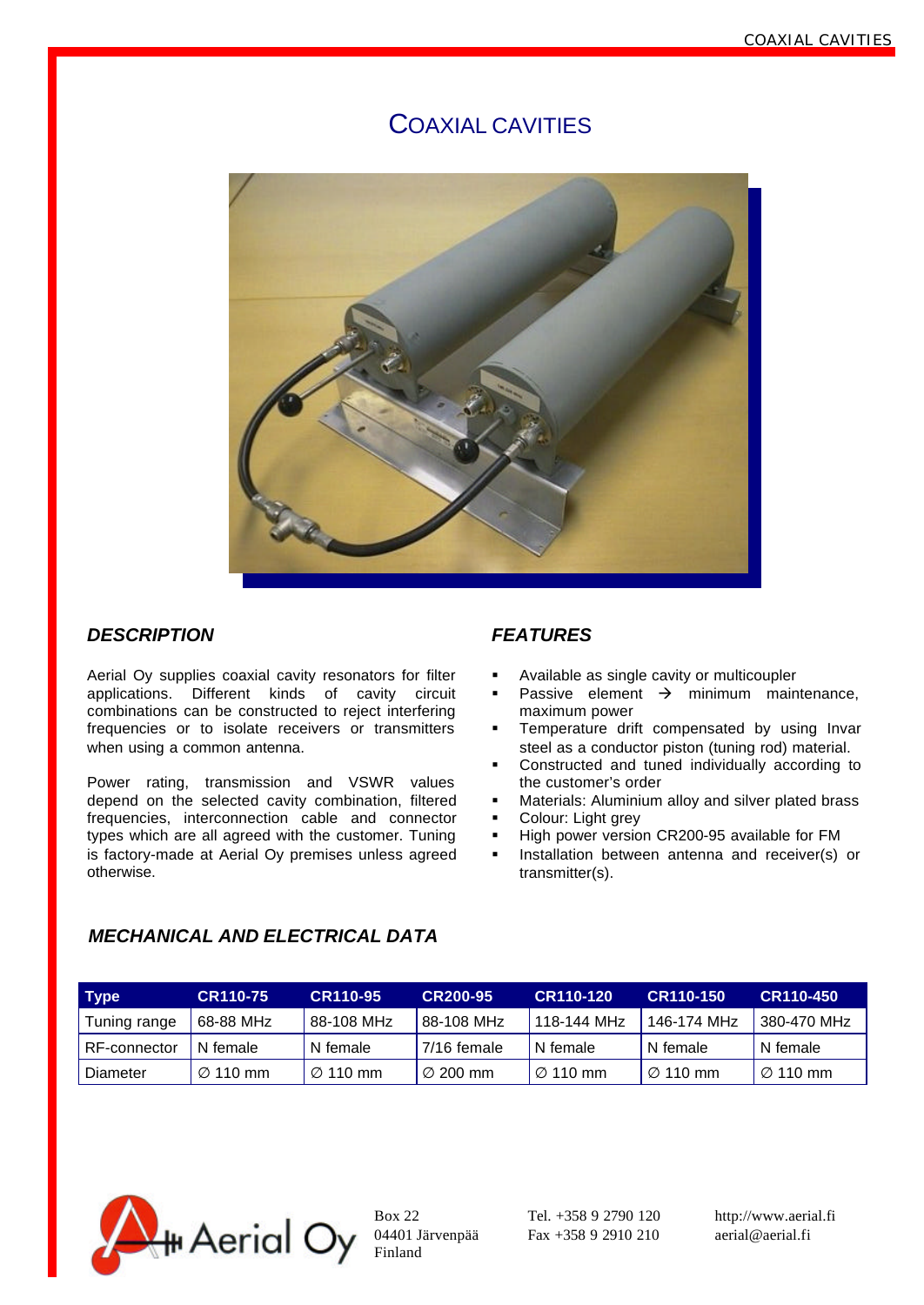# COAXIAL CAVITIES

### *DESCRIPTION*

Aerial Oy supplies coaxial cavity resonators for filter applications. Different kinds of cavity circuit combinations can be constructed to reject interfering frequencies or to isolate receivers or transmitters when using a common antenna.

Power rating, transmission and VSWR values depend on the selected cavity combination, filtered frequencies, interconnection cable and connector types which are all agreed with the customer. Tuning is factory-made at Aerial Oy premises unless agreed otherwise.

### *FEATURES*

- Available as single cavity or multicoupler
- Passive element → minimum maintenance, maximum power
- Temperature drift compensated by using Invar steel as a conductor piston (tuning rod) material.
- Constructed and tuned individually according to the customer's order
- Materials: Aluminium alloy and silver plated brass
- Colour: Light grey
- High power version CR200-95 available for FM
- Installation between antenna and receiver(s) or transmitter(s).

### *MECHANICAL AND ELECTRICAL DATA*

| Type | CR110-75 | CR110-95 | CR200-95 | CR110-120 | CR110-150 | CR110-450 |
|---|---|---|---|---|---|---|
| Tuning range | 68-88 MHz | 88-108 MHz | 88-108 MHz | 118-144 MHz | 146-174 MHz | 380-470 MHz |
| RF-connector | N female | N female | 7/16 female | N female | N female | N female |
| Diameter | ∅ 110 mm | ∅ 110 mm | ∅ 200 mm | ∅ 110 mm | ∅ 110 mm | ∅ 110 mm |

Aerial Oy

Box 22
04401 Järvenpää
Finland

Tel. +358 9 2790 120
Fax +358 9 2910 210

http://www.aerial.fi
aerial@aerial.fi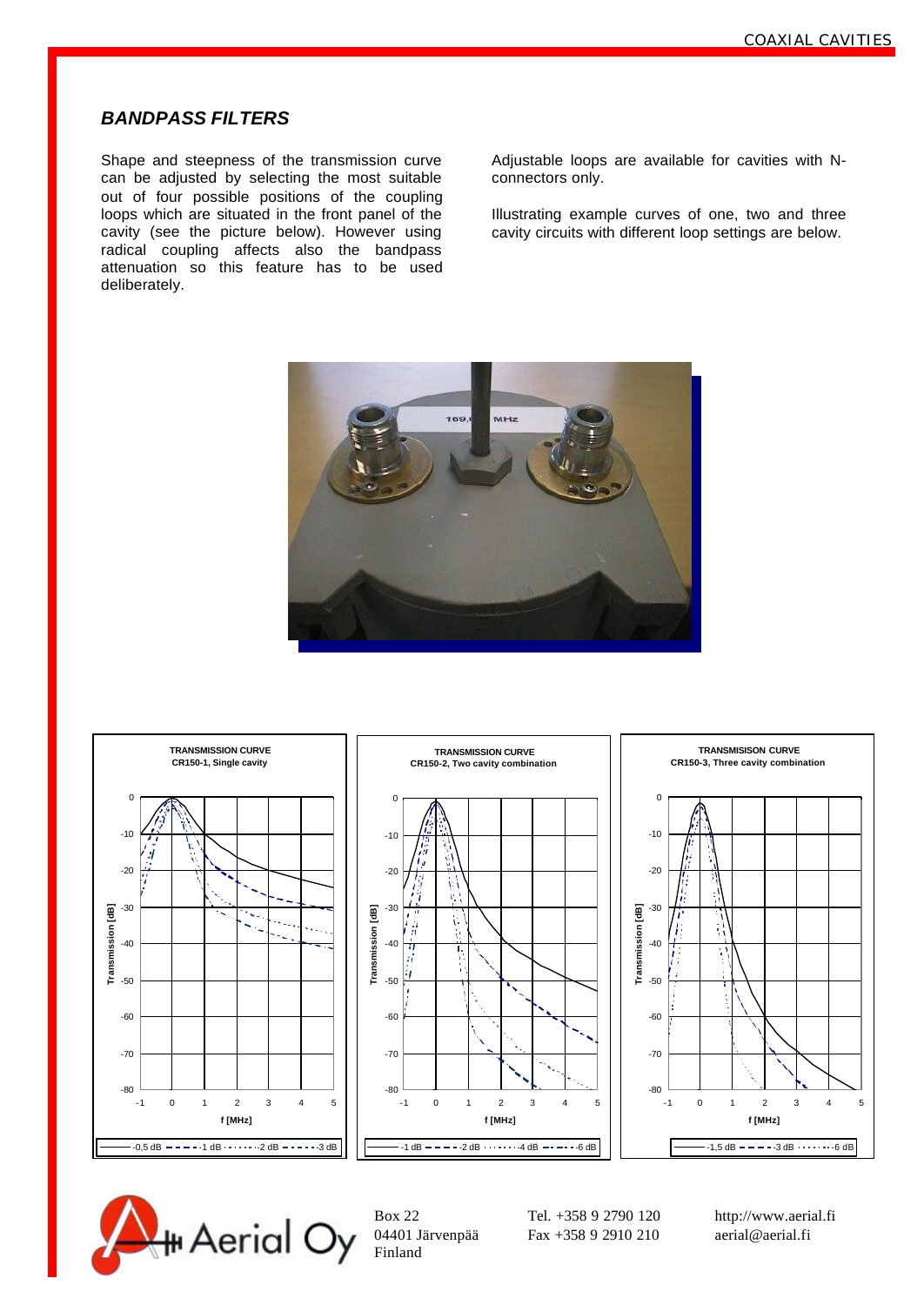## *BANDPASS FILTERS*

Shape and steepness of the transmission curve can be adjusted by selecting the most suitable out of four possible positions of the coupling loops which are situated in the front panel of the cavity (see the picture below). However using radical coupling affects also the bandpass attenuation so this feature has to be used deliberately.

Adjustable loops are available for cavities with N-connectors only.

Illustrating example curves of one, two and three cavity circuits with different loop settings are below.

**TRANSMISSION CURVE**
**CR150-1, Single cavity**

Legend: -0,5 dB, -1 dB, -2 dB, -3 dB

**TRANSMISSION CURVE**
**CR150-2, Two cavity combination**

Legend: -1 dB, -2 dB, -4 dB, -6 dB

**TRANSMISIISON CURVE**
**CR150-3, Three cavity combination**

Legend: -1,5 dB, -3 dB, -6 dB

Axes: Transmission [dB] (0 to -80); f [MHz] (-1 to 5)

Aerial Oy

Box 22
04401 Järvenpää
Finland

Tel. +358 9 2790 120
Fax +358 9 2910 210

http://www.aerial.fi
aerial@aerial.fi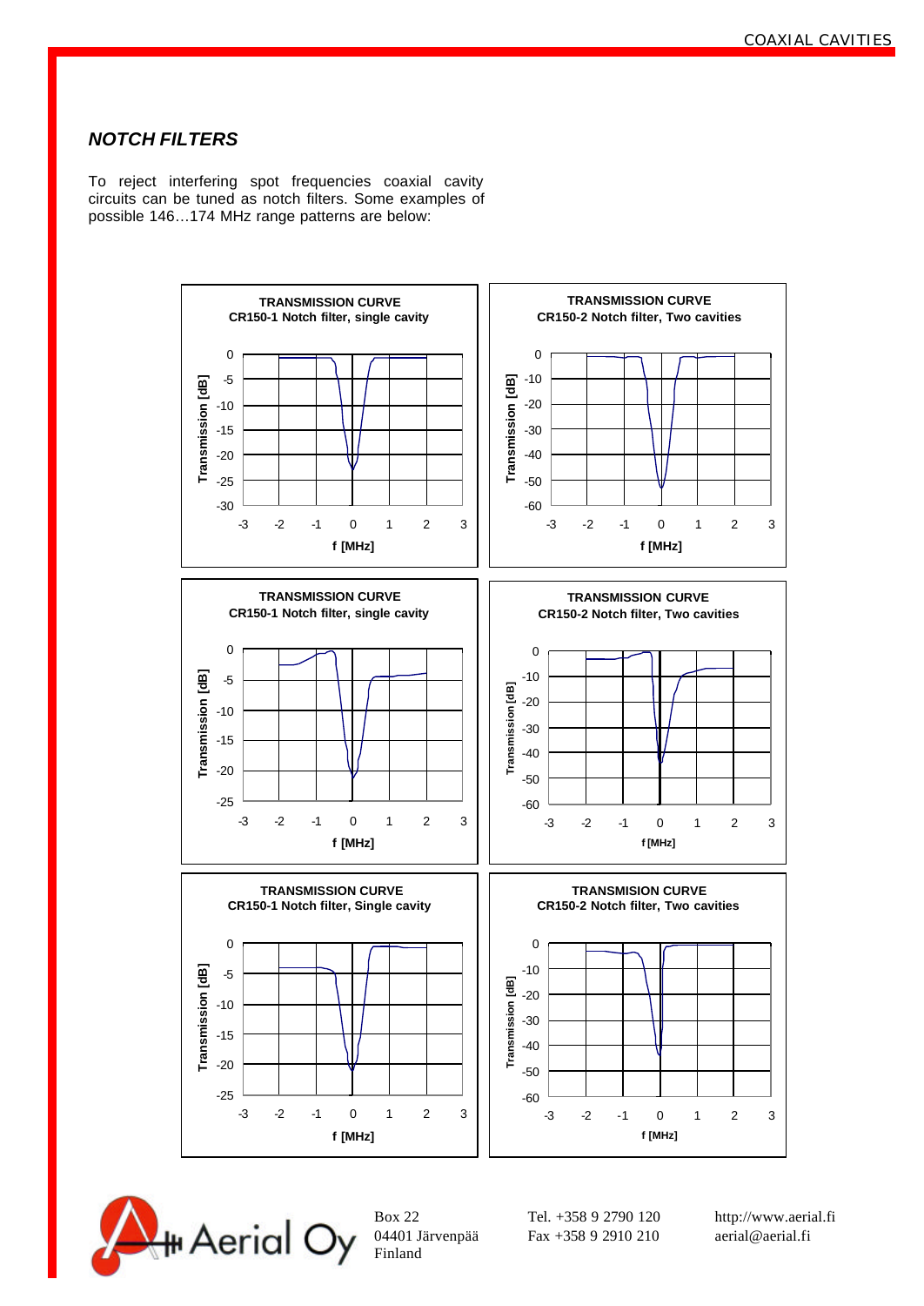## *NOTCH FILTERS*

To reject interfering spot frequencies coaxial cavity circuits can be tuned as notch filters. Some examples of possible 146…174 MHz range patterns are below:

**TRANSMISSION CURVE**
**CR150-1 Notch filter, single cavity**

**TRANSMISSION CURVE**
**CR150-2 Notch filter, Two cavities**

**TRANSMISSION CURVE**
**CR150-1 Notch filter, single cavity**

**TRANSMISSION CURVE**
**CR150-2 Notch filter, Two cavities**

**TRANSMISSION CURVE**
**CR150-1 Notch filter, Single cavity**

**TRANSMISION CURVE**
**CR150-2 Notch filter, Two cavities**

Aerial Oy

Box 22
04401 Järvenpää
Finland

Tel. +358 9 2790 120
Fax +358 9 2910 210

http://www.aerial.fi
aerial@aerial.fi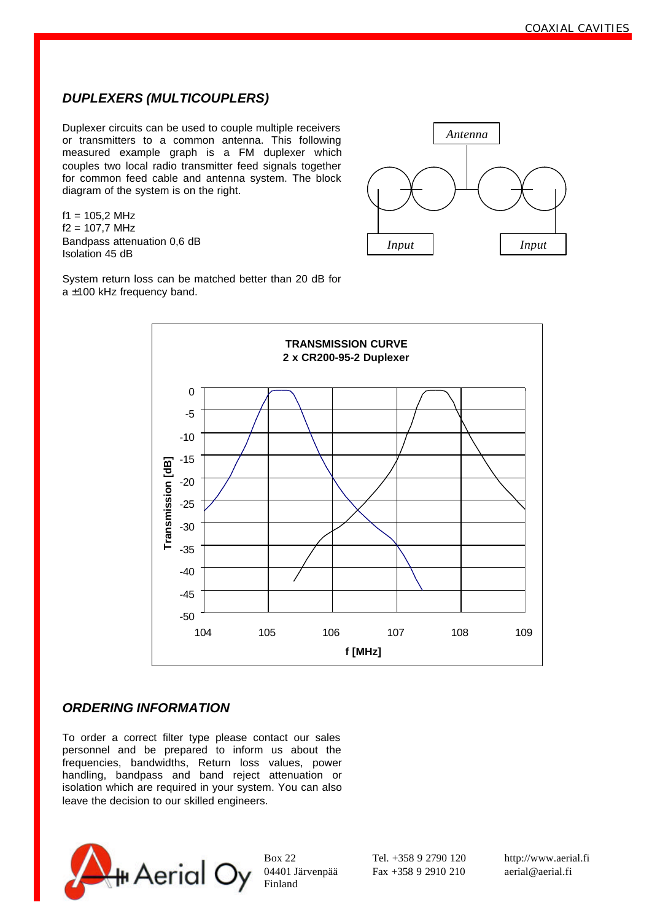## DUPLEXERS (MULTICOUPLERS)

Duplexer circuits can be used to couple multiple receivers or transmitters to a common antenna. This following measured example graph is a FM duplexer which couples two local radio transmitter feed signals together for common feed cable and antenna system. The block diagram of the system is on the right.

f1 = 105,2 MHz
f2 = 107,7 MHz
Bandpass attenuation 0,6 dB
Isolation 45 dB

System return loss can be matched better than 20 dB for a ±100 kHz frequency band.

Antenna

Input

Input

TRANSMISSION CURVE
2 x CR200-95-2 Duplexer

Transmission [dB]

0
-5
-10
-15
-20
-25
-30
-35
-40
-45
-50

104
105
106
107
108
109

f [MHz]

## ORDERING INFORMATION

To order a correct filter type please contact our sales personnel and be prepared to inform us about the frequencies, bandwidths, Return loss values, power handling, bandpass and band reject attenuation or isolation which are required in your system. You can also leave the decision to our skilled engineers.

Aerial Oy

Box 22
04401 Järvenpää
Finland

Tel. +358 9 2790 120
Fax +358 9 2910 210

http://www.aerial.fi
aerial@aerial.fi